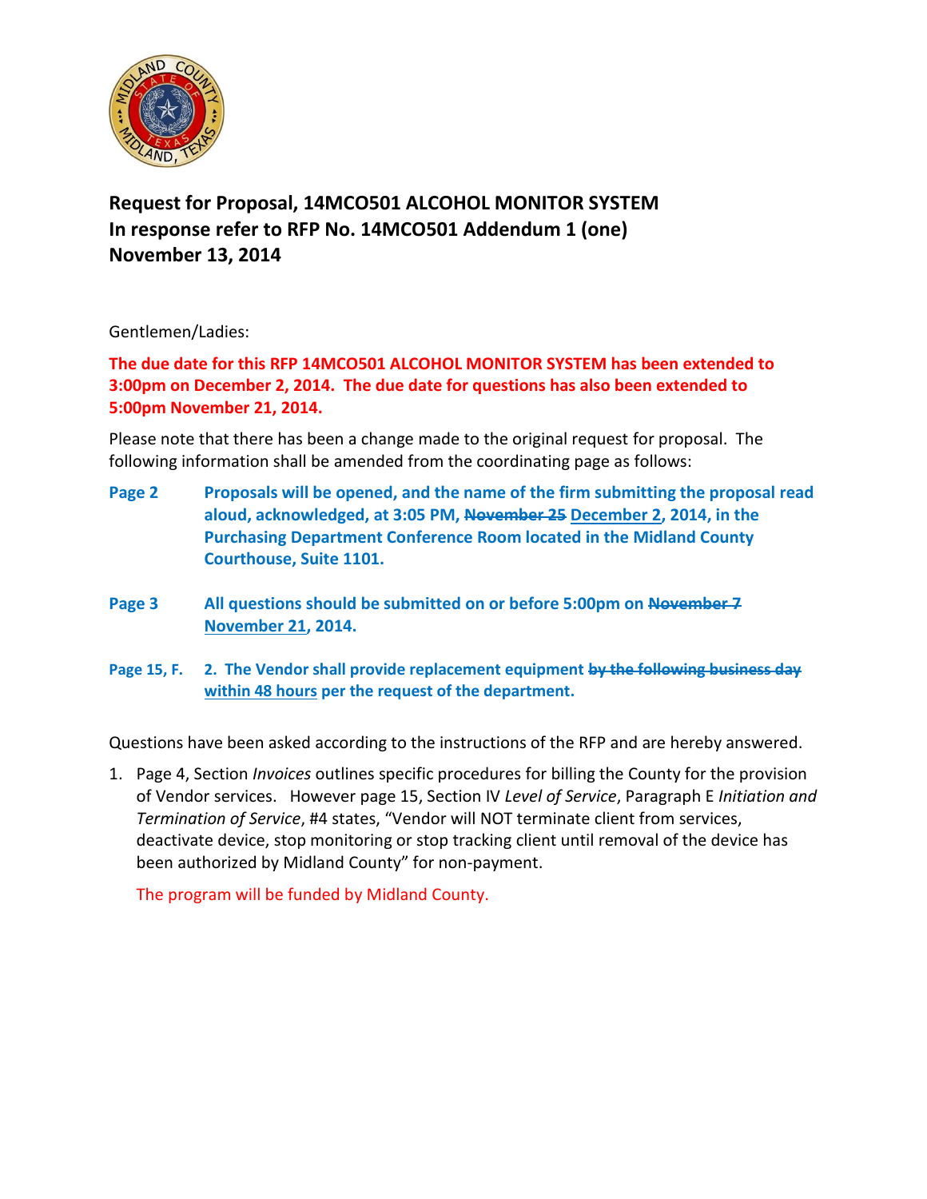**Request for Proposal, 14MCO501 ALCOHOL MONITOR SYSTEM**
**In response refer to RFP No. 14MCO501 Addendum 1 (one)**
**November 13, 2014**

Gentlemen/Ladies:

**The due date for this RFP 14MCO501 ALCOHOL MONITOR SYSTEM has been extended to 3:00pm on December 2, 2014. The due date for questions has also been extended to 5:00pm November 21, 2014.**

Please note that there has been a change made to the original request for proposal. The following information shall be amended from the coordinating page as follows:

**Page 2** **Proposals will be opened, and the name of the firm submitting the proposal read aloud, acknowledged, at 3:05 PM, ~~November 25~~ December 2, 2014, in the Purchasing Department Conference Room located in the Midland County Courthouse, Suite 1101.**

**Page 3** **All questions should be submitted on or before 5:00pm on ~~November 7~~ November 21, 2014.**

**Page 15, F.** **2. The Vendor shall provide replacement equipment ~~by the following business day~~ within 48 hours per the request of the department.**

Questions have been asked according to the instructions of the RFP and are hereby answered.

1. Page 4, Section *Invoices* outlines specific procedures for billing the County for the provision of Vendor services. However page 15, Section IV *Level of Service*, Paragraph E *Initiation and Termination of Service*, #4 states, "Vendor will NOT terminate client from services, deactivate device, stop monitoring or stop tracking client until removal of the device has been authorized by Midland County" for non-payment.

   The program will be funded by Midland County.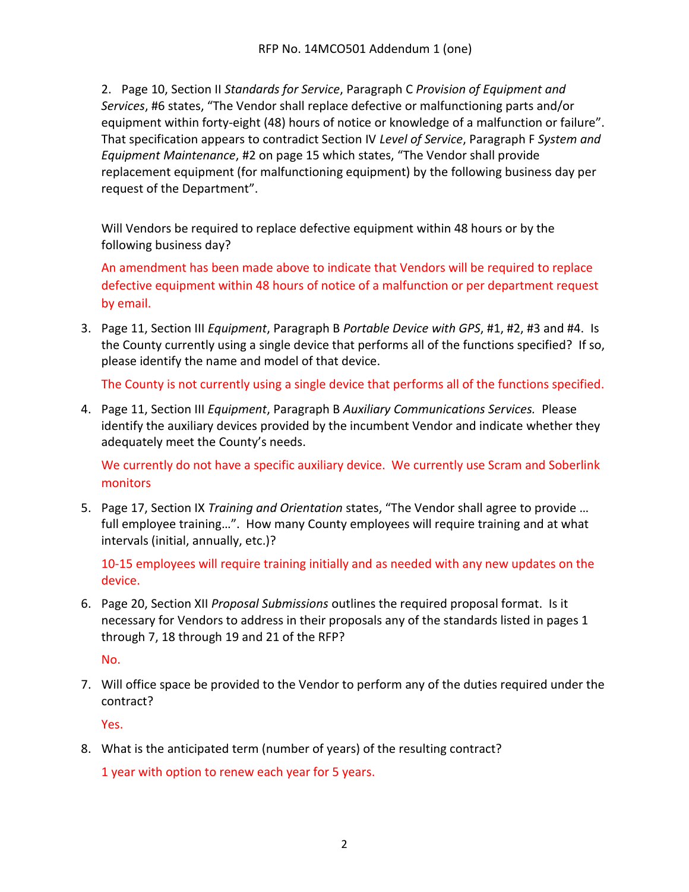RFP No. 14MCO501 Addendum 1 (one)

2. Page 10, Section II *Standards for Service*, Paragraph C *Provision of Equipment and Services*, #6 states, "The Vendor shall replace defective or malfunctioning parts and/or equipment within forty-eight (48) hours of notice or knowledge of a malfunction or failure". That specification appears to contradict Section IV *Level of Service*, Paragraph F *System and Equipment Maintenance*, #2 on page 15 which states, "The Vendor shall provide replacement equipment (for malfunctioning equipment) by the following business day per request of the Department".

   Will Vendors be required to replace defective equipment within 48 hours or by the following business day?

   An amendment has been made above to indicate that Vendors will be required to replace defective equipment within 48 hours of notice of a malfunction or per department request by email.

3. Page 11, Section III *Equipment*, Paragraph B *Portable Device with GPS*, #1, #2, #3 and #4. Is the County currently using a single device that performs all of the functions specified? If so, please identify the name and model of that device.

   The County is not currently using a single device that performs all of the functions specified.

4. Page 11, Section III *Equipment*, Paragraph B *Auxiliary Communications Services.* Please identify the auxiliary devices provided by the incumbent Vendor and indicate whether they adequately meet the County's needs.

   We currently do not have a specific auxiliary device. We currently use Scram and Soberlink monitors

5. Page 17, Section IX *Training and Orientation* states, "The Vendor shall agree to provide … full employee training…". How many County employees will require training and at what intervals (initial, annually, etc.)?

   10-15 employees will require training initially and as needed with any new updates on the device.

6. Page 20, Section XII *Proposal Submissions* outlines the required proposal format. Is it necessary for Vendors to address in their proposals any of the standards listed in pages 1 through 7, 18 through 19 and 21 of the RFP?

   No.

7. Will office space be provided to the Vendor to perform any of the duties required under the contract?

   Yes.

8. What is the anticipated term (number of years) of the resulting contract?

   1 year with option to renew each year for 5 years.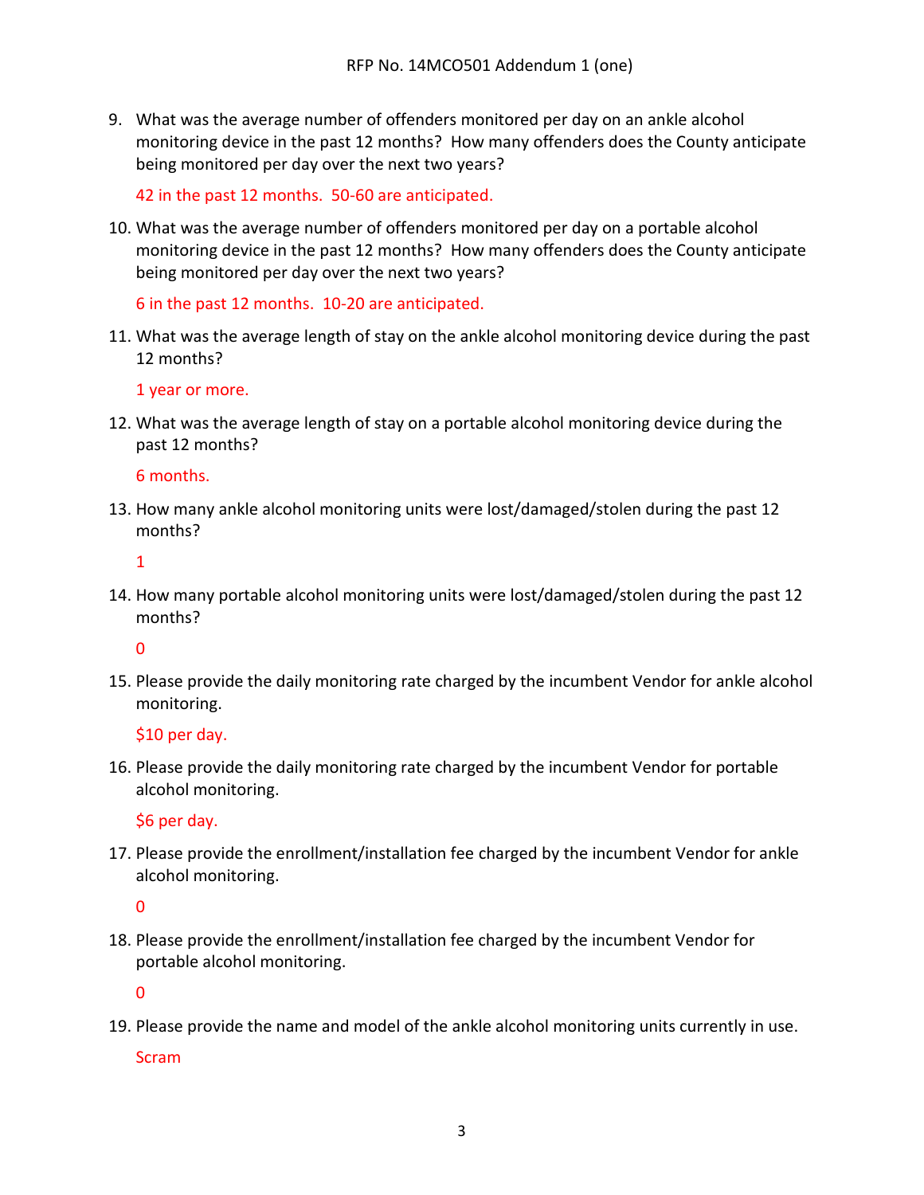9. What was the average number of offenders monitored per day on an ankle alcohol monitoring device in the past 12 months? How many offenders does the County anticipate being monitored per day over the next two years?

   42 in the past 12 months. 50-60 are anticipated.

10. What was the average number of offenders monitored per day on a portable alcohol monitoring device in the past 12 months? How many offenders does the County anticipate being monitored per day over the next two years?

    6 in the past 12 months. 10-20 are anticipated.

11. What was the average length of stay on the ankle alcohol monitoring device during the past 12 months?

    1 year or more.

12. What was the average length of stay on a portable alcohol monitoring device during the past 12 months?

    6 months.

13. How many ankle alcohol monitoring units were lost/damaged/stolen during the past 12 months?

    1

14. How many portable alcohol monitoring units were lost/damaged/stolen during the past 12 months?

    0

15. Please provide the daily monitoring rate charged by the incumbent Vendor for ankle alcohol monitoring.

    $10 per day.

16. Please provide the daily monitoring rate charged by the incumbent Vendor for portable alcohol monitoring.

    $6 per day.

17. Please provide the enrollment/installation fee charged by the incumbent Vendor for ankle alcohol monitoring.

    0

18. Please provide the enrollment/installation fee charged by the incumbent Vendor for portable alcohol monitoring.

    0

19. Please provide the name and model of the ankle alcohol monitoring units currently in use.

    Scram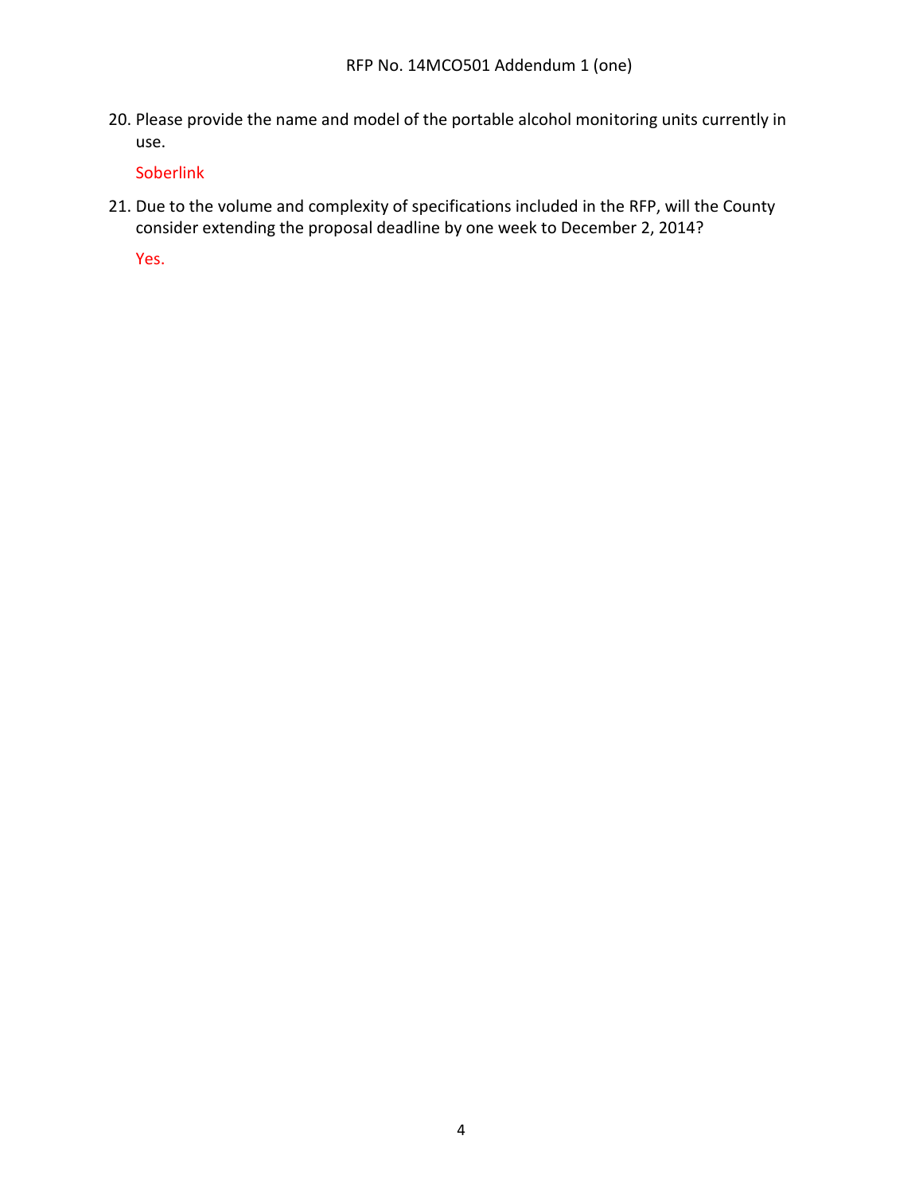20. Please provide the name and model of the portable alcohol monitoring units currently in use.

    Soberlink

21. Due to the volume and complexity of specifications included in the RFP, will the County consider extending the proposal deadline by one week to December 2, 2014?

    Yes.